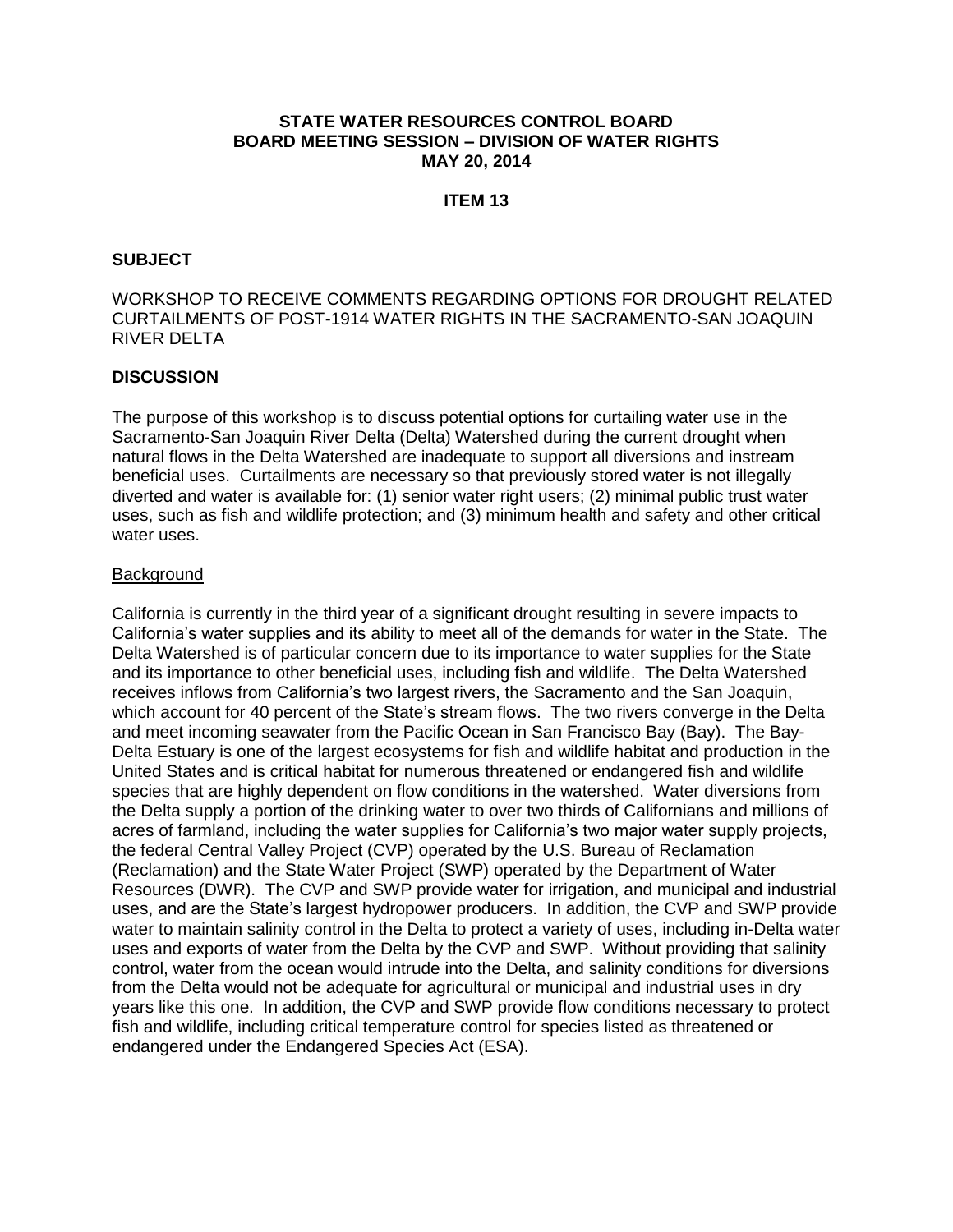# STATE WATER RESOURCES CONTROL BOARD
# BOARD MEETING SESSION – DIVISION OF WATER RIGHTS
# MAY 20, 2014

## ITEM 13

### SUBJECT

WORKSHOP TO RECEIVE COMMENTS REGARDING OPTIONS FOR DROUGHT RELATED CURTAILMENTS OF POST-1914 WATER RIGHTS IN THE SACRAMENTO-SAN JOAQUIN RIVER DELTA

### DISCUSSION

The purpose of this workshop is to discuss potential options for curtailing water use in the Sacramento-San Joaquin River Delta (Delta) Watershed during the current drought when natural flows in the Delta Watershed are inadequate to support all diversions and instream beneficial uses. Curtailments are necessary so that previously stored water is not illegally diverted and water is available for: (1) senior water right users; (2) minimal public trust water uses, such as fish and wildlife protection; and (3) minimum health and safety and other critical water uses.

Background

California is currently in the third year of a significant drought resulting in severe impacts to California's water supplies and its ability to meet all of the demands for water in the State. The Delta Watershed is of particular concern due to its importance to water supplies for the State and its importance to other beneficial uses, including fish and wildlife. The Delta Watershed receives inflows from California's two largest rivers, the Sacramento and the San Joaquin, which account for 40 percent of the State's stream flows. The two rivers converge in the Delta and meet incoming seawater from the Pacific Ocean in San Francisco Bay (Bay). The Bay-Delta Estuary is one of the largest ecosystems for fish and wildlife habitat and production in the United States and is critical habitat for numerous threatened or endangered fish and wildlife species that are highly dependent on flow conditions in the watershed. Water diversions from the Delta supply a portion of the drinking water to over two thirds of Californians and millions of acres of farmland, including the water supplies for California's two major water supply projects, the federal Central Valley Project (CVP) operated by the U.S. Bureau of Reclamation (Reclamation) and the State Water Project (SWP) operated by the Department of Water Resources (DWR). The CVP and SWP provide water for irrigation, and municipal and industrial uses, and are the State's largest hydropower producers. In addition, the CVP and SWP provide water to maintain salinity control in the Delta to protect a variety of uses, including in-Delta water uses and exports of water from the Delta by the CVP and SWP. Without providing that salinity control, water from the ocean would intrude into the Delta, and salinity conditions for diversions from the Delta would not be adequate for agricultural or municipal and industrial uses in dry years like this one. In addition, the CVP and SWP provide flow conditions necessary to protect fish and wildlife, including critical temperature control for species listed as threatened or endangered under the Endangered Species Act (ESA).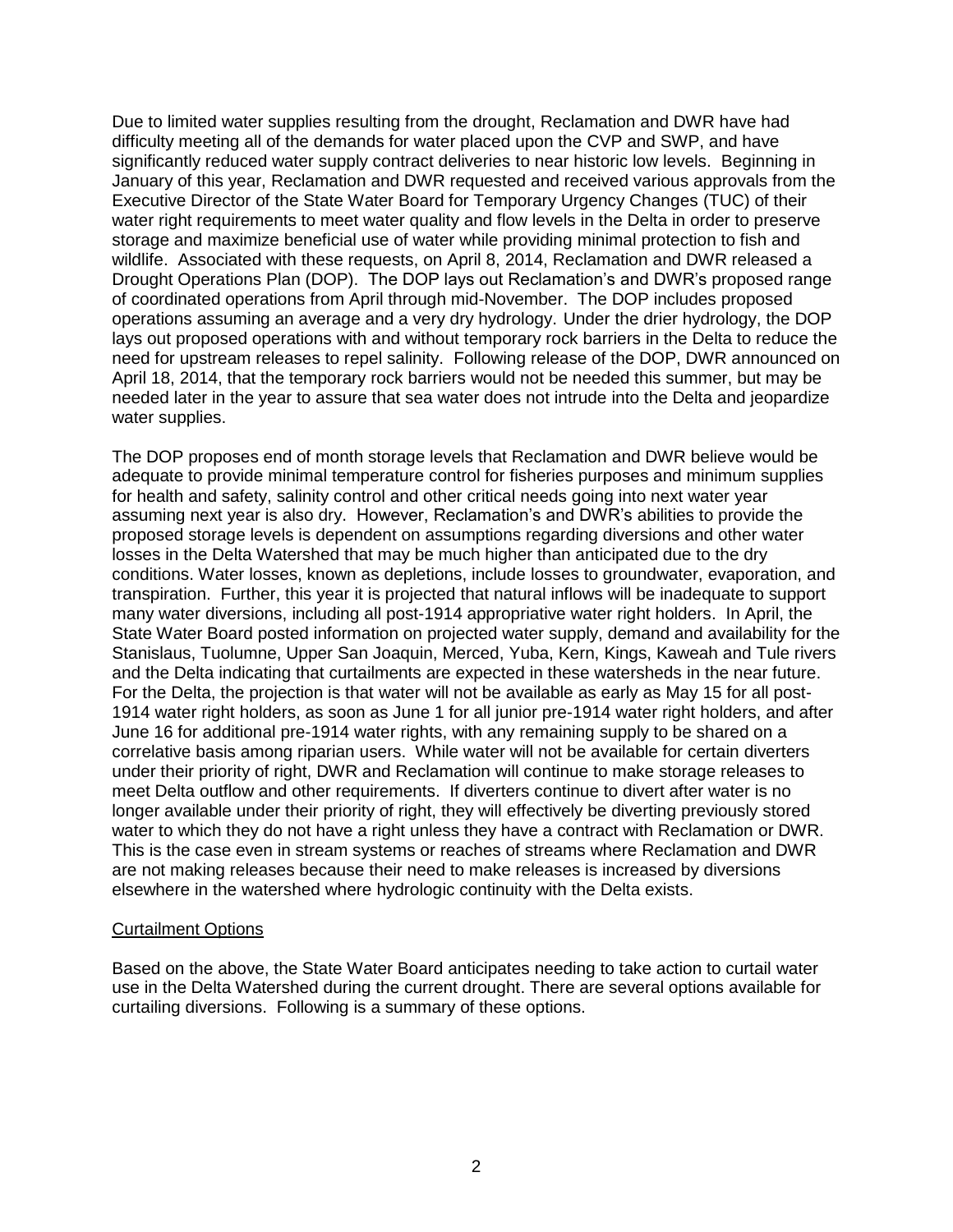Due to limited water supplies resulting from the drought, Reclamation and DWR have had difficulty meeting all of the demands for water placed upon the CVP and SWP, and have significantly reduced water supply contract deliveries to near historic low levels. Beginning in January of this year, Reclamation and DWR requested and received various approvals from the Executive Director of the State Water Board for Temporary Urgency Changes (TUC) of their water right requirements to meet water quality and flow levels in the Delta in order to preserve storage and maximize beneficial use of water while providing minimal protection to fish and wildlife. Associated with these requests, on April 8, 2014, Reclamation and DWR released a Drought Operations Plan (DOP). The DOP lays out Reclamation's and DWR's proposed range of coordinated operations from April through mid-November. The DOP includes proposed operations assuming an average and a very dry hydrology. Under the drier hydrology, the DOP lays out proposed operations with and without temporary rock barriers in the Delta to reduce the need for upstream releases to repel salinity. Following release of the DOP, DWR announced on April 18, 2014, that the temporary rock barriers would not be needed this summer, but may be needed later in the year to assure that sea water does not intrude into the Delta and jeopardize water supplies.

The DOP proposes end of month storage levels that Reclamation and DWR believe would be adequate to provide minimal temperature control for fisheries purposes and minimum supplies for health and safety, salinity control and other critical needs going into next water year assuming next year is also dry. However, Reclamation's and DWR's abilities to provide the proposed storage levels is dependent on assumptions regarding diversions and other water losses in the Delta Watershed that may be much higher than anticipated due to the dry conditions. Water losses, known as depletions, include losses to groundwater, evaporation, and transpiration. Further, this year it is projected that natural inflows will be inadequate to support many water diversions, including all post-1914 appropriative water right holders. In April, the State Water Board posted information on projected water supply, demand and availability for the Stanislaus, Tuolumne, Upper San Joaquin, Merced, Yuba, Kern, Kings, Kaweah and Tule rivers and the Delta indicating that curtailments are expected in these watersheds in the near future. For the Delta, the projection is that water will not be available as early as May 15 for all post-1914 water right holders, as soon as June 1 for all junior pre-1914 water right holders, and after June 16 for additional pre-1914 water rights, with any remaining supply to be shared on a correlative basis among riparian users. While water will not be available for certain diverters under their priority of right, DWR and Reclamation will continue to make storage releases to meet Delta outflow and other requirements. If diverters continue to divert after water is no longer available under their priority of right, they will effectively be diverting previously stored water to which they do not have a right unless they have a contract with Reclamation or DWR. This is the case even in stream systems or reaches of streams where Reclamation and DWR are not making releases because their need to make releases is increased by diversions elsewhere in the watershed where hydrologic continuity with the Delta exists.

## Curtailment Options

Based on the above, the State Water Board anticipates needing to take action to curtail water use in the Delta Watershed during the current drought. There are several options available for curtailing diversions. Following is a summary of these options.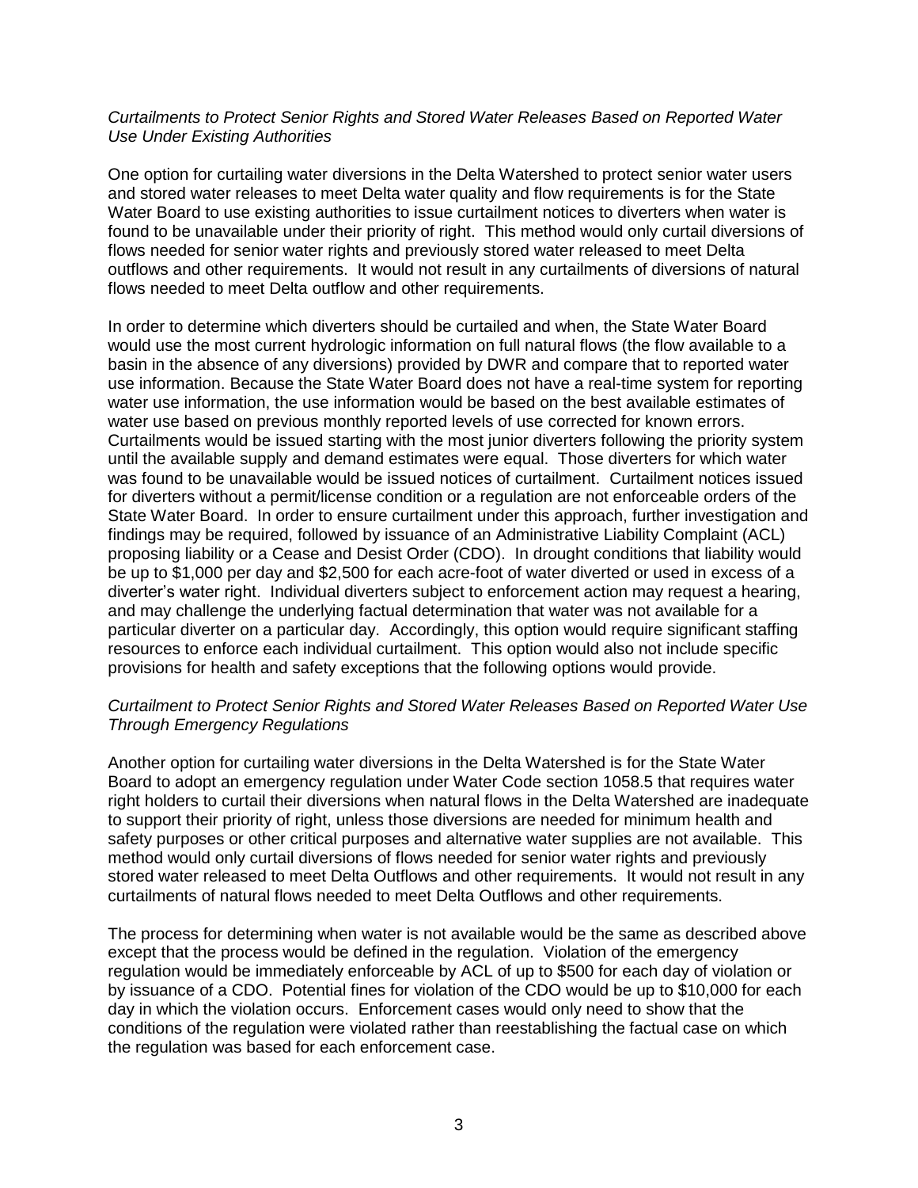*Curtailments to Protect Senior Rights and Stored Water Releases Based on Reported Water Use Under Existing Authorities*

One option for curtailing water diversions in the Delta Watershed to protect senior water users and stored water releases to meet Delta water quality and flow requirements is for the State Water Board to use existing authorities to issue curtailment notices to diverters when water is found to be unavailable under their priority of right. This method would only curtail diversions of flows needed for senior water rights and previously stored water released to meet Delta outflows and other requirements. It would not result in any curtailments of diversions of natural flows needed to meet Delta outflow and other requirements.

In order to determine which diverters should be curtailed and when, the State Water Board would use the most current hydrologic information on full natural flows (the flow available to a basin in the absence of any diversions) provided by DWR and compare that to reported water use information. Because the State Water Board does not have a real-time system for reporting water use information, the use information would be based on the best available estimates of water use based on previous monthly reported levels of use corrected for known errors. Curtailments would be issued starting with the most junior diverters following the priority system until the available supply and demand estimates were equal. Those diverters for which water was found to be unavailable would be issued notices of curtailment. Curtailment notices issued for diverters without a permit/license condition or a regulation are not enforceable orders of the State Water Board. In order to ensure curtailment under this approach, further investigation and findings may be required, followed by issuance of an Administrative Liability Complaint (ACL) proposing liability or a Cease and Desist Order (CDO). In drought conditions that liability would be up to $1,000 per day and $2,500 for each acre-foot of water diverted or used in excess of a diverter's water right. Individual diverters subject to enforcement action may request a hearing, and may challenge the underlying factual determination that water was not available for a particular diverter on a particular day. Accordingly, this option would require significant staffing resources to enforce each individual curtailment. This option would also not include specific provisions for health and safety exceptions that the following options would provide.

*Curtailment to Protect Senior Rights and Stored Water Releases Based on Reported Water Use Through Emergency Regulations*

Another option for curtailing water diversions in the Delta Watershed is for the State Water Board to adopt an emergency regulation under Water Code section 1058.5 that requires water right holders to curtail their diversions when natural flows in the Delta Watershed are inadequate to support their priority of right, unless those diversions are needed for minimum health and safety purposes or other critical purposes and alternative water supplies are not available. This method would only curtail diversions of flows needed for senior water rights and previously stored water released to meet Delta Outflows and other requirements. It would not result in any curtailments of natural flows needed to meet Delta Outflows and other requirements.

The process for determining when water is not available would be the same as described above except that the process would be defined in the regulation. Violation of the emergency regulation would be immediately enforceable by ACL of up to $500 for each day of violation or by issuance of a CDO. Potential fines for violation of the CDO would be up to $10,000 for each day in which the violation occurs. Enforcement cases would only need to show that the conditions of the regulation were violated rather than reestablishing the factual case on which the regulation was based for each enforcement case.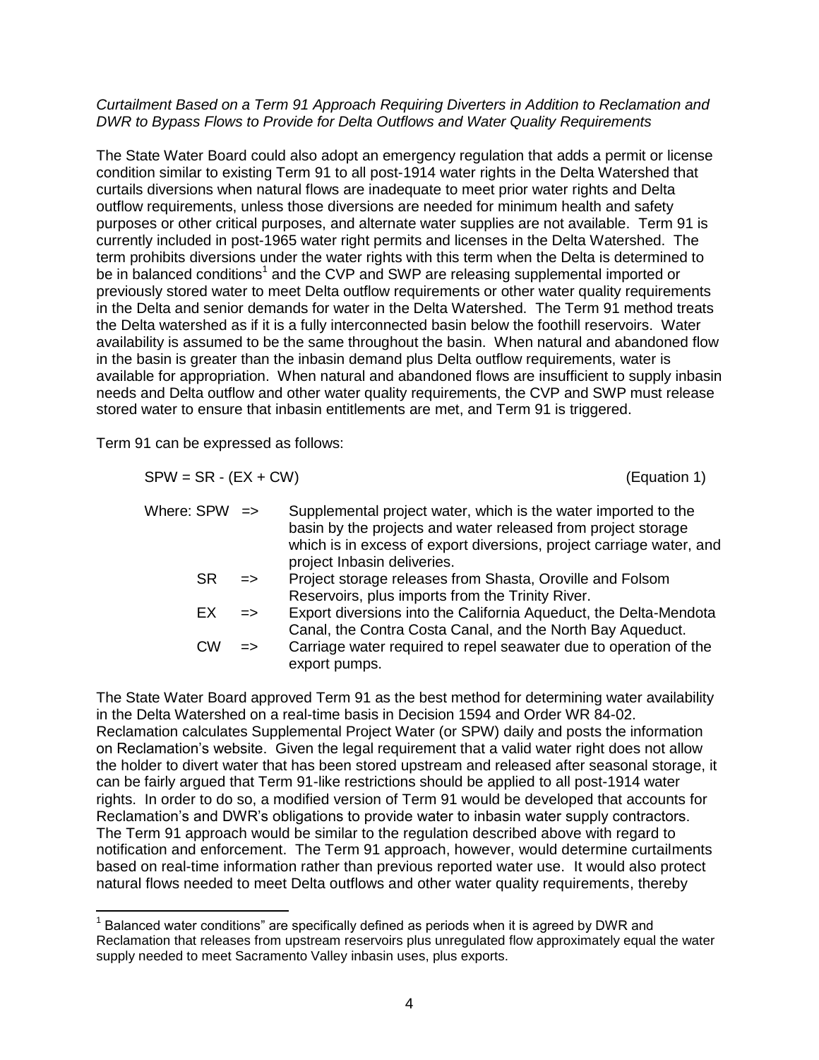*Curtailment Based on a Term 91 Approach Requiring Diverters in Addition to Reclamation and DWR to Bypass Flows to Provide for Delta Outflows and Water Quality Requirements*

The State Water Board could also adopt an emergency regulation that adds a permit or license condition similar to existing Term 91 to all post-1914 water rights in the Delta Watershed that curtails diversions when natural flows are inadequate to meet prior water rights and Delta outflow requirements, unless those diversions are needed for minimum health and safety purposes or other critical purposes, and alternate water supplies are not available. Term 91 is currently included in post-1965 water right permits and licenses in the Delta Watershed. The term prohibits diversions under the water rights with this term when the Delta is determined to be in balanced conditions[1] and the CVP and SWP are releasing supplemental imported or previously stored water to meet Delta outflow requirements or other water quality requirements in the Delta and senior demands for water in the Delta Watershed. The Term 91 method treats the Delta watershed as if it is a fully interconnected basin below the foothill reservoirs. Water availability is assumed to be the same throughout the basin. When natural and abandoned flow in the basin is greater than the inbasin demand plus Delta outflow requirements, water is available for appropriation. When natural and abandoned flows are insufficient to supply inbasin needs and Delta outflow and other water quality requirements, the CVP and SWP must release stored water to ensure that inbasin entitlements are met, and Term 91 is triggered.

Term 91 can be expressed as follows:

$$SPW = SR - (EX + CW) \qquad \text{(Equation 1)}$$

Where:
- SPW => Supplemental project water, which is the water imported to the basin by the projects and water released from project storage which is in excess of export diversions, project carriage water, and project Inbasin deliveries.
- SR => Project storage releases from Shasta, Oroville and Folsom Reservoirs, plus imports from the Trinity River.
- EX => Export diversions into the California Aqueduct, the Delta-Mendota Canal, the Contra Costa Canal, and the North Bay Aqueduct.
- CW => Carriage water required to repel seawater due to operation of the export pumps.

The State Water Board approved Term 91 as the best method for determining water availability in the Delta Watershed on a real-time basis in Decision 1594 and Order WR 84-02. Reclamation calculates Supplemental Project Water (or SPW) daily and posts the information on Reclamation's website. Given the legal requirement that a valid water right does not allow the holder to divert water that has been stored upstream and released after seasonal storage, it can be fairly argued that Term 91-like restrictions should be applied to all post-1914 water rights. In order to do so, a modified version of Term 91 would be developed that accounts for Reclamation's and DWR's obligations to provide water to inbasin water supply contractors. The Term 91 approach would be similar to the regulation described above with regard to notification and enforcement. The Term 91 approach, however, would determine curtailments based on real-time information rather than previous reported water use. It would also protect natural flows needed to meet Delta outflows and other water quality requirements, thereby

---

[1] Balanced water conditions" are specifically defined as periods when it is agreed by DWR and Reclamation that releases from upstream reservoirs plus unregulated flow approximately equal the water supply needed to meet Sacramento Valley inbasin uses, plus exports.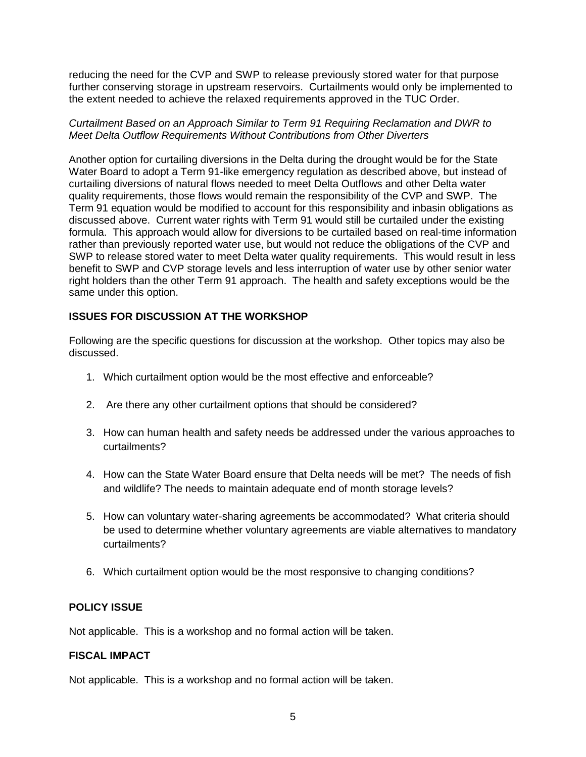reducing the need for the CVP and SWP to release previously stored water for that purpose further conserving storage in upstream reservoirs. Curtailments would only be implemented to the extent needed to achieve the relaxed requirements approved in the TUC Order.

*Curtailment Based on an Approach Similar to Term 91 Requiring Reclamation and DWR to Meet Delta Outflow Requirements Without Contributions from Other Diverters*

Another option for curtailing diversions in the Delta during the drought would be for the State Water Board to adopt a Term 91-like emergency regulation as described above, but instead of curtailing diversions of natural flows needed to meet Delta Outflows and other Delta water quality requirements, those flows would remain the responsibility of the CVP and SWP. The Term 91 equation would be modified to account for this responsibility and inbasin obligations as discussed above. Current water rights with Term 91 would still be curtailed under the existing formula. This approach would allow for diversions to be curtailed based on real-time information rather than previously reported water use, but would not reduce the obligations of the CVP and SWP to release stored water to meet Delta water quality requirements. This would result in less benefit to SWP and CVP storage levels and less interruption of water use by other senior water right holders than the other Term 91 approach. The health and safety exceptions would be the same under this option.

## ISSUES FOR DISCUSSION AT THE WORKSHOP

Following are the specific questions for discussion at the workshop. Other topics may also be discussed.

1. Which curtailment option would be the most effective and enforceable?
2. Are there any other curtailment options that should be considered?
3. How can human health and safety needs be addressed under the various approaches to curtailments?
4. How can the State Water Board ensure that Delta needs will be met? The needs of fish and wildlife? The needs to maintain adequate end of month storage levels?
5. How can voluntary water-sharing agreements be accommodated? What criteria should be used to determine whether voluntary agreements are viable alternatives to mandatory curtailments?
6. Which curtailment option would be the most responsive to changing conditions?

## POLICY ISSUE

Not applicable. This is a workshop and no formal action will be taken.

## FISCAL IMPACT

Not applicable. This is a workshop and no formal action will be taken.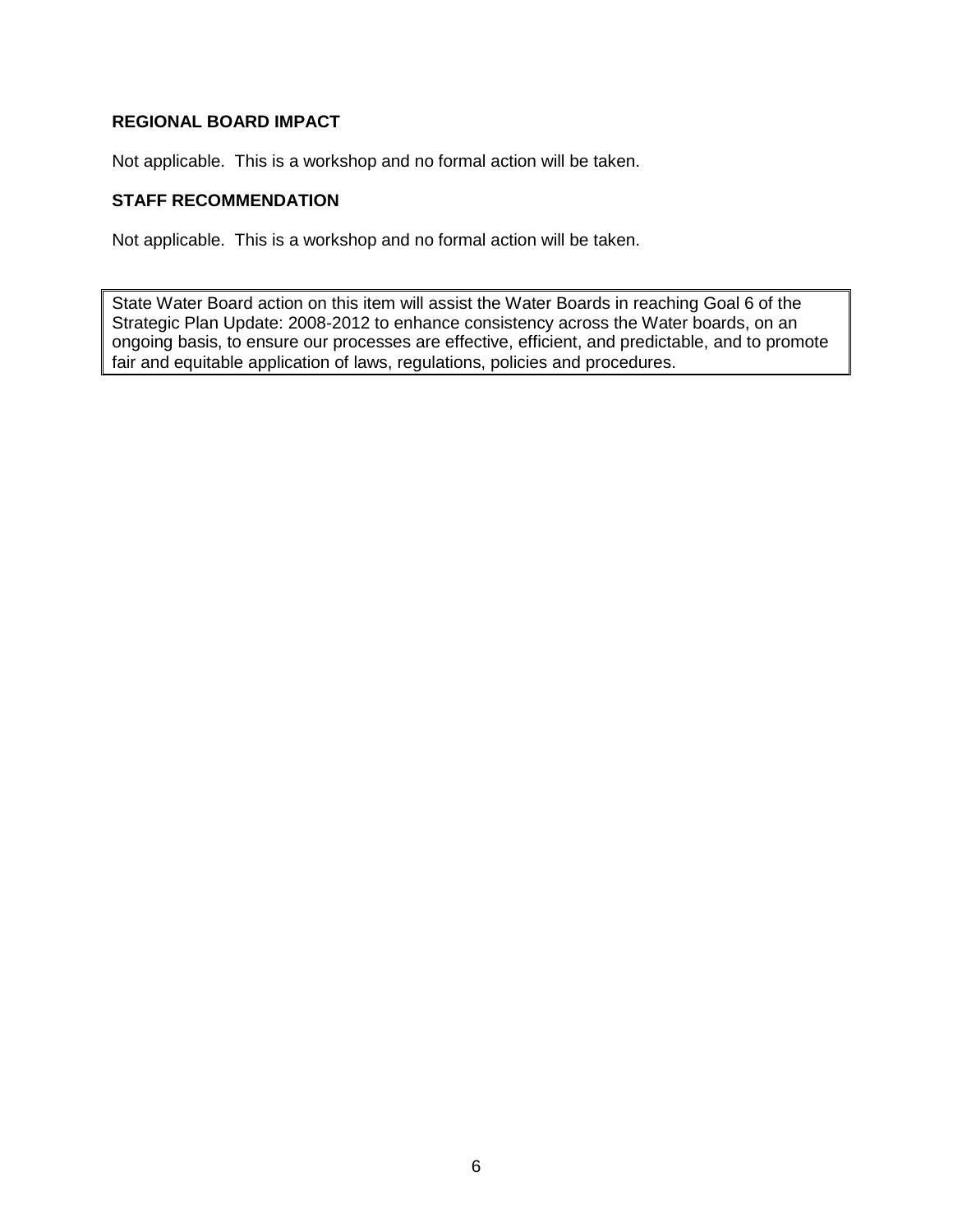### REGIONAL BOARD IMPACT

Not applicable. This is a workshop and no formal action will be taken.

### STAFF RECOMMENDATION

Not applicable. This is a workshop and no formal action will be taken.

State Water Board action on this item will assist the Water Boards in reaching Goal 6 of the Strategic Plan Update: 2008-2012 to enhance consistency across the Water boards, on an ongoing basis, to ensure our processes are effective, efficient, and predictable, and to promote fair and equitable application of laws, regulations, policies and procedures.